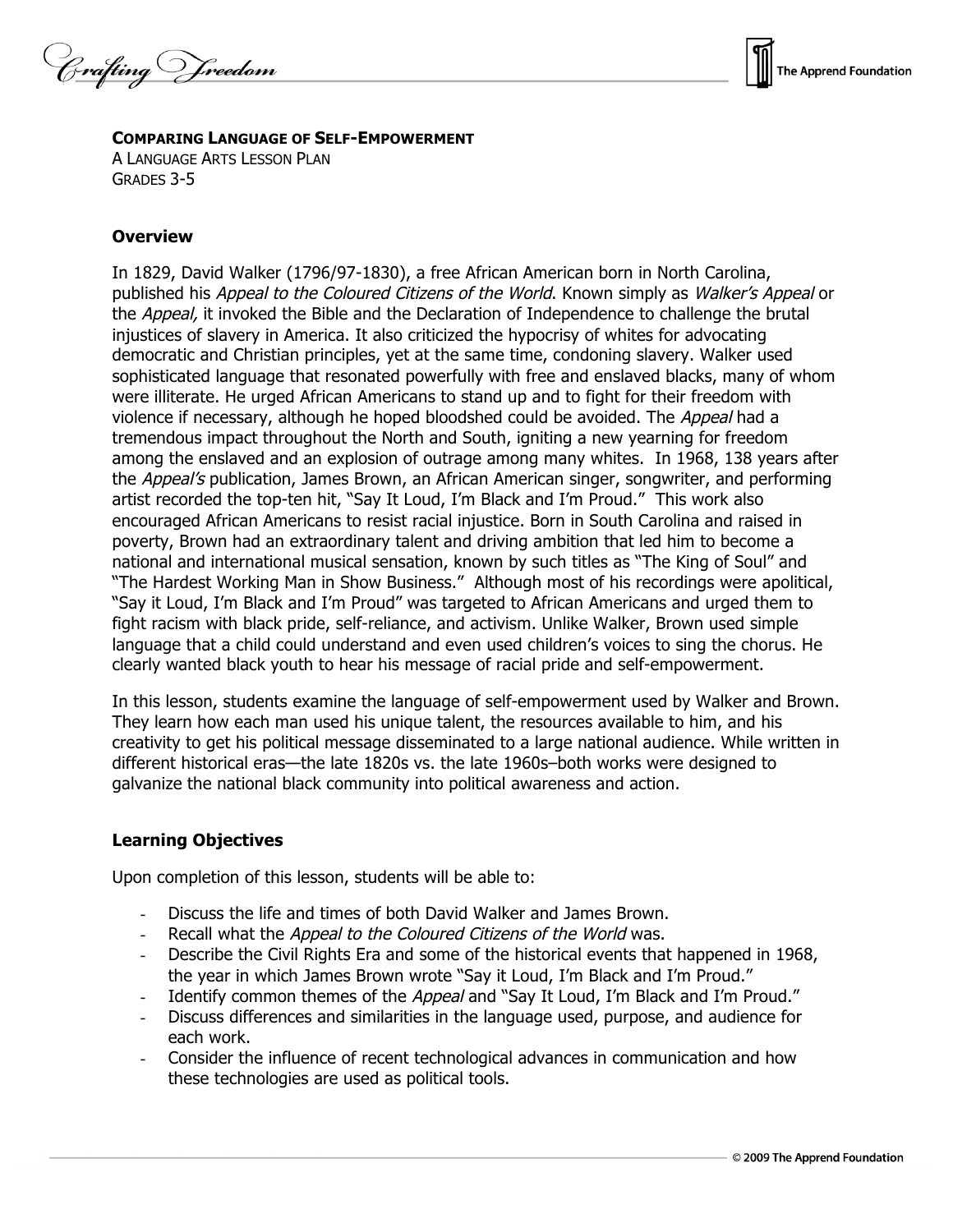**COMPARING LANGUAGE OF SELF-EMPOWERMENT**
A LANGUAGE ARTS LESSON PLAN
GRADES 3-5

## Overview

In 1829, David Walker (1796/97-1830), a free African American born in North Carolina, published his *Appeal to the Coloured Citizens of the World*. Known simply as *Walker's Appeal* or the *Appeal,* it invoked the Bible and the Declaration of Independence to challenge the brutal injustices of slavery in America. It also criticized the hypocrisy of whites for advocating democratic and Christian principles, yet at the same time, condoning slavery. Walker used sophisticated language that resonated powerfully with free and enslaved blacks, many of whom were illiterate. He urged African Americans to stand up and to fight for their freedom with violence if necessary, although he hoped bloodshed could be avoided. The *Appeal* had a tremendous impact throughout the North and South, igniting a new yearning for freedom among the enslaved and an explosion of outrage among many whites. In 1968, 138 years after the *Appeal's* publication, James Brown, an African American singer, songwriter, and performing artist recorded the top-ten hit, "Say It Loud, I'm Black and I'm Proud." This work also encouraged African Americans to resist racial injustice. Born in South Carolina and raised in poverty, Brown had an extraordinary talent and driving ambition that led him to become a national and international musical sensation, known by such titles as "The King of Soul" and "The Hardest Working Man in Show Business." Although most of his recordings were apolitical, "Say it Loud, I'm Black and I'm Proud" was targeted to African Americans and urged them to fight racism with black pride, self-reliance, and activism. Unlike Walker, Brown used simple language that a child could understand and even used children's voices to sing the chorus. He clearly wanted black youth to hear his message of racial pride and self-empowerment.

In this lesson, students examine the language of self-empowerment used by Walker and Brown. They learn how each man used his unique talent, the resources available to him, and his creativity to get his political message disseminated to a large national audience. While written in different historical eras—the late 1820s vs. the late 1960s–both works were designed to galvanize the national black community into political awareness and action.

## Learning Objectives

Upon completion of this lesson, students will be able to:

- Discuss the life and times of both David Walker and James Brown.
- Recall what the *Appeal to the Coloured Citizens of the World* was.
- Describe the Civil Rights Era and some of the historical events that happened in 1968, the year in which James Brown wrote "Say it Loud, I'm Black and I'm Proud."
- Identify common themes of the *Appeal* and "Say It Loud, I'm Black and I'm Proud."
- Discuss differences and similarities in the language used, purpose, and audience for each work.
- Consider the influence of recent technological advances in communication and how these technologies are used as political tools.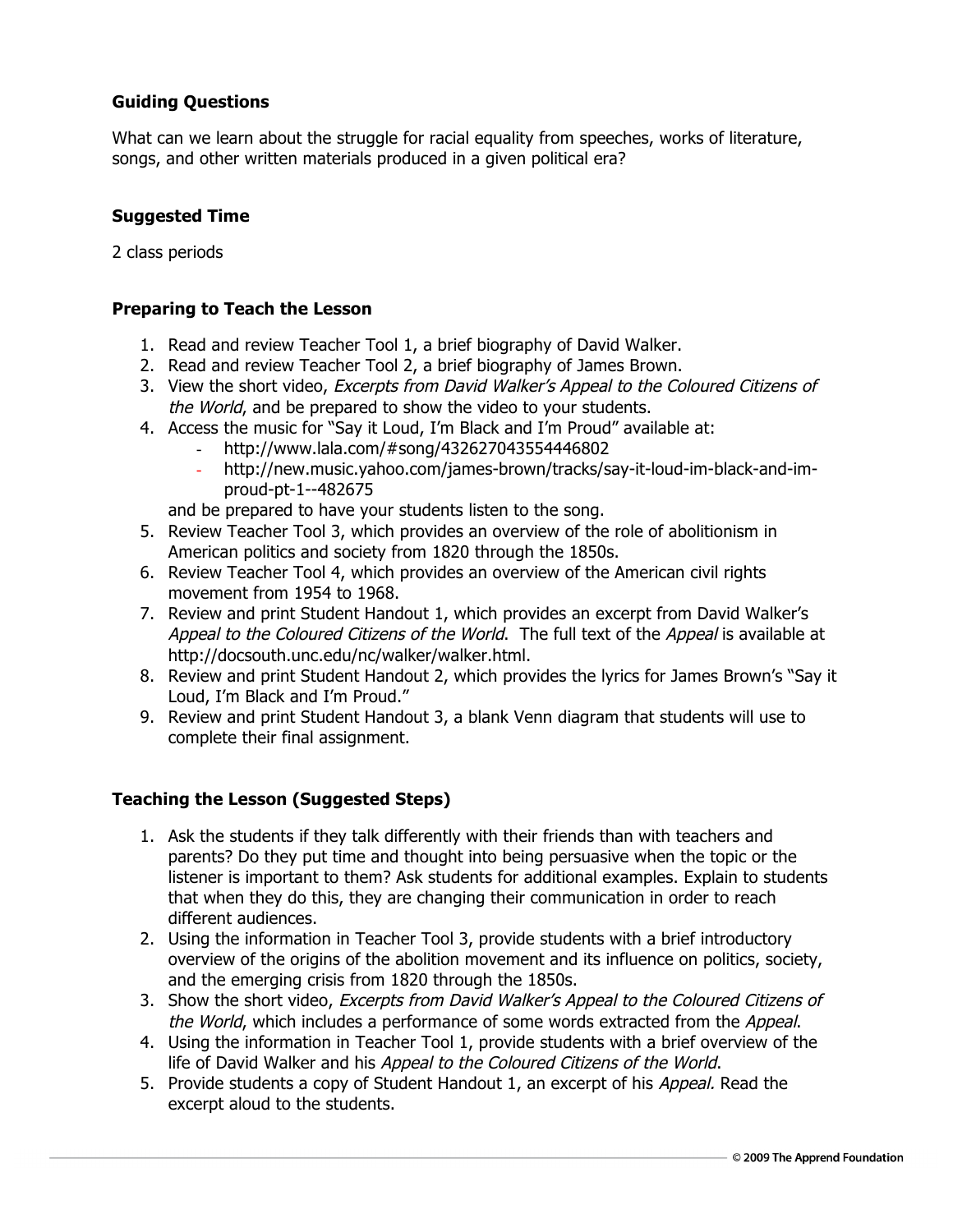### Guiding Questions

What can we learn about the struggle for racial equality from speeches, works of literature, songs, and other written materials produced in a given political era?

### Suggested Time

2 class periods

### Preparing to Teach the Lesson

1. Read and review Teacher Tool 1, a brief biography of David Walker.
2. Read and review Teacher Tool 2, a brief biography of James Brown.
3. View the short video, *Excerpts from David Walker's Appeal to the Coloured Citizens of the World*, and be prepared to show the video to your students.
4. Access the music for "Say it Loud, I'm Black and I'm Proud" available at:
   - http://www.lala.com/#song/432627043554446802
   - http://new.music.yahoo.com/james-brown/tracks/say-it-loud-im-black-and-im-proud-pt-1--482675

   and be prepared to have your students listen to the song.
5. Review Teacher Tool 3, which provides an overview of the role of abolitionism in American politics and society from 1820 through the 1850s.
6. Review Teacher Tool 4, which provides an overview of the American civil rights movement from 1954 to 1968.
7. Review and print Student Handout 1, which provides an excerpt from David Walker's *Appeal to the Coloured Citizens of the World*. The full text of the *Appeal* is available at http://docsouth.unc.edu/nc/walker/walker.html.
8. Review and print Student Handout 2, which provides the lyrics for James Brown's "Say it Loud, I'm Black and I'm Proud."
9. Review and print Student Handout 3, a blank Venn diagram that students will use to complete their final assignment.

### Teaching the Lesson (Suggested Steps)

1. Ask the students if they talk differently with their friends than with teachers and parents? Do they put time and thought into being persuasive when the topic or the listener is important to them? Ask students for additional examples. Explain to students that when they do this, they are changing their communication in order to reach different audiences.
2. Using the information in Teacher Tool 3, provide students with a brief introductory overview of the origins of the abolition movement and its influence on politics, society, and the emerging crisis from 1820 through the 1850s.
3. Show the short video, *Excerpts from David Walker's Appeal to the Coloured Citizens of the World*, which includes a performance of some words extracted from the *Appeal*.
4. Using the information in Teacher Tool 1, provide students with a brief overview of the life of David Walker and his *Appeal to the Coloured Citizens of the World*.
5. Provide students a copy of Student Handout 1, an excerpt of his *Appeal.* Read the excerpt aloud to the students.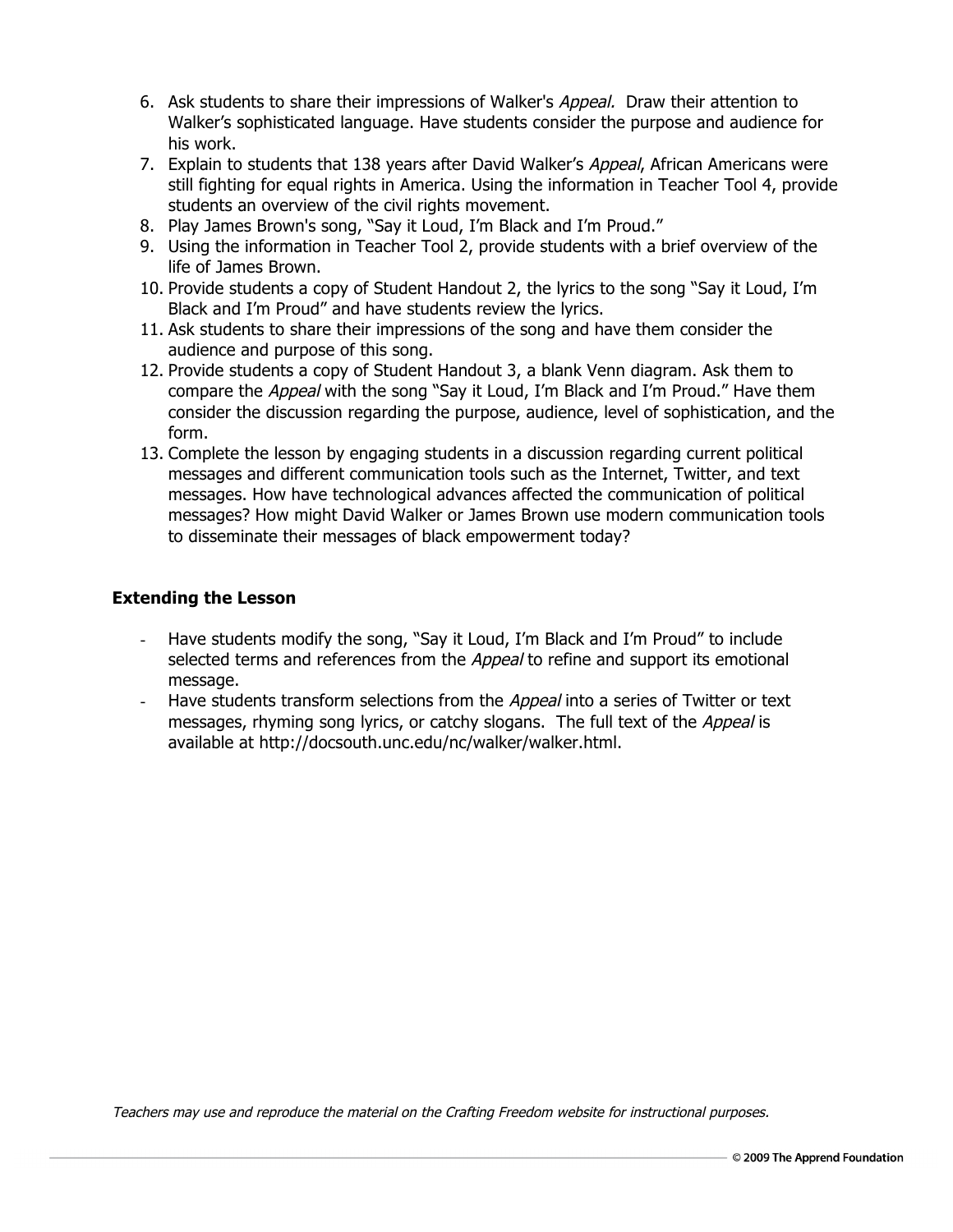6. Ask students to share their impressions of Walker's *Appeal.* Draw their attention to Walker's sophisticated language. Have students consider the purpose and audience for his work.
7. Explain to students that 138 years after David Walker's *Appeal*, African Americans were still fighting for equal rights in America. Using the information in Teacher Tool 4, provide students an overview of the civil rights movement.
8. Play James Brown's song, "Say it Loud, I'm Black and I'm Proud."
9. Using the information in Teacher Tool 2, provide students with a brief overview of the life of James Brown.
10. Provide students a copy of Student Handout 2, the lyrics to the song "Say it Loud, I'm Black and I'm Proud" and have students review the lyrics.
11. Ask students to share their impressions of the song and have them consider the audience and purpose of this song.
12. Provide students a copy of Student Handout 3, a blank Venn diagram. Ask them to compare the *Appeal* with the song "Say it Loud, I'm Black and I'm Proud." Have them consider the discussion regarding the purpose, audience, level of sophistication, and the form.
13. Complete the lesson by engaging students in a discussion regarding current political messages and different communication tools such as the Internet, Twitter, and text messages. How have technological advances affected the communication of political messages? How might David Walker or James Brown use modern communication tools to disseminate their messages of black empowerment today?

**Extending the Lesson**

- Have students modify the song, "Say it Loud, I'm Black and I'm Proud" to include selected terms and references from the *Appeal* to refine and support its emotional message.
- Have students transform selections from the *Appeal* into a series of Twitter or text messages, rhyming song lyrics, or catchy slogans. The full text of the *Appeal* is available at http://docsouth.unc.edu/nc/walker/walker.html.

*Teachers may use and reproduce the material on the Crafting Freedom website for instructional purposes.*

© 2009 The Apprend Foundation